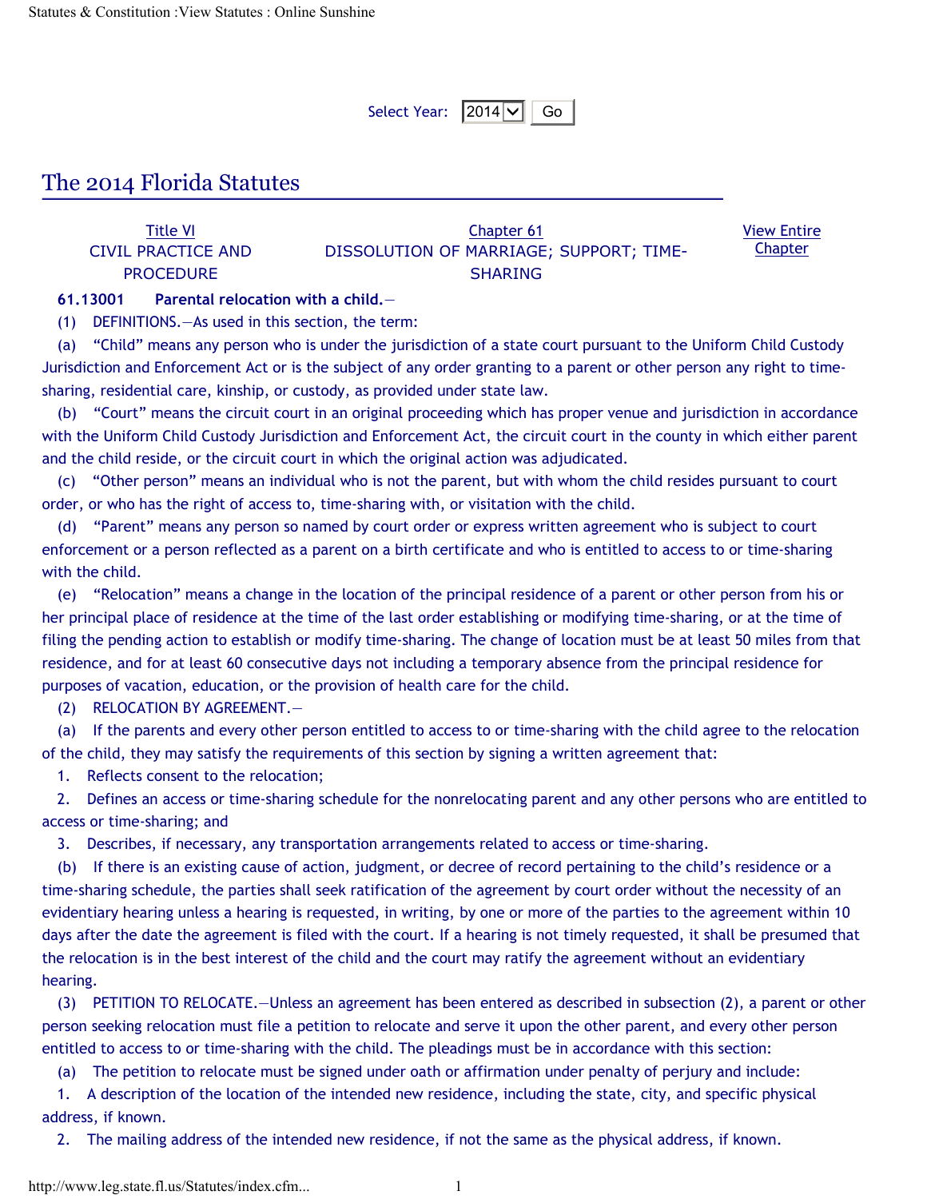Select Year: 2014 Go

# The 2014 Florida Statutes

| Title VI | Chapter 61 | View Entire Chapter |
|---|---|---|
| CIVIL PRACTICE AND PROCEDURE | DISSOLUTION OF MARRIAGE; SUPPORT; TIME-SHARING | |

**61.13001 Parental relocation with a child.**—

(1) DEFINITIONS.—As used in this section, the term:

(a) "Child" means any person who is under the jurisdiction of a state court pursuant to the Uniform Child Custody Jurisdiction and Enforcement Act or is the subject of any order granting to a parent or other person any right to time-sharing, residential care, kinship, or custody, as provided under state law.

(b) "Court" means the circuit court in an original proceeding which has proper venue and jurisdiction in accordance with the Uniform Child Custody Jurisdiction and Enforcement Act, the circuit court in the county in which either parent and the child reside, or the circuit court in which the original action was adjudicated.

(c) "Other person" means an individual who is not the parent, but with whom the child resides pursuant to court order, or who has the right of access to, time-sharing with, or visitation with the child.

(d) "Parent" means any person so named by court order or express written agreement who is subject to court enforcement or a person reflected as a parent on a birth certificate and who is entitled to access to or time-sharing with the child.

(e) "Relocation" means a change in the location of the principal residence of a parent or other person from his or her principal place of residence at the time of the last order establishing or modifying time-sharing, or at the time of filing the pending action to establish or modify time-sharing. The change of location must be at least 50 miles from that residence, and for at least 60 consecutive days not including a temporary absence from the principal residence for purposes of vacation, education, or the provision of health care for the child.

(2) RELOCATION BY AGREEMENT.—

(a) If the parents and every other person entitled to access to or time-sharing with the child agree to the relocation of the child, they may satisfy the requirements of this section by signing a written agreement that:

1. Reflects consent to the relocation;

2. Defines an access or time-sharing schedule for the nonrelocating parent and any other persons who are entitled to access or time-sharing; and

3. Describes, if necessary, any transportation arrangements related to access or time-sharing.

(b) If there is an existing cause of action, judgment, or decree of record pertaining to the child's residence or a time-sharing schedule, the parties shall seek ratification of the agreement by court order without the necessity of an evidentiary hearing unless a hearing is requested, in writing, by one or more of the parties to the agreement within 10 days after the date the agreement is filed with the court. If a hearing is not timely requested, it shall be presumed that the relocation is in the best interest of the child and the court may ratify the agreement without an evidentiary hearing.

(3) PETITION TO RELOCATE.—Unless an agreement has been entered as described in subsection (2), a parent or other person seeking relocation must file a petition to relocate and serve it upon the other parent, and every other person entitled to access to or time-sharing with the child. The pleadings must be in accordance with this section:

(a) The petition to relocate must be signed under oath or affirmation under penalty of perjury and include:

1. A description of the location of the intended new residence, including the state, city, and specific physical address, if known.

2. The mailing address of the intended new residence, if not the same as the physical address, if known.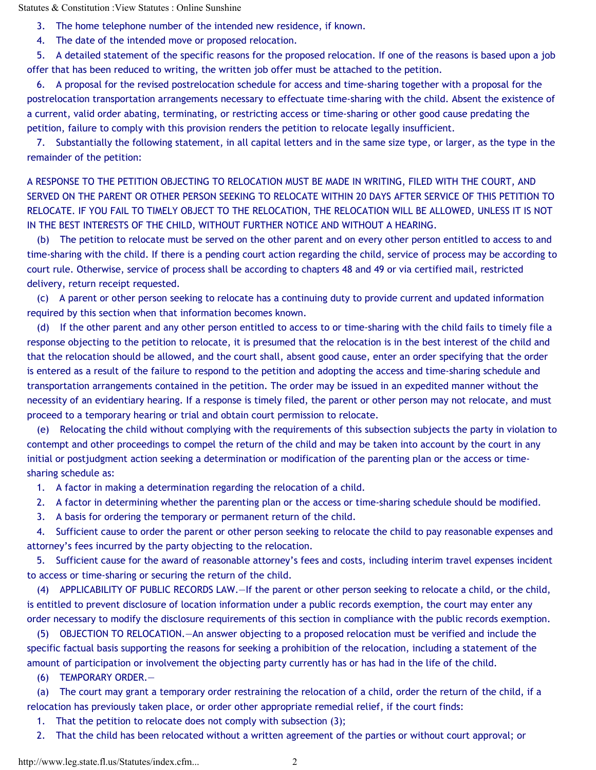3. The home telephone number of the intended new residence, if known.

4. The date of the intended move or proposed relocation.

5. A detailed statement of the specific reasons for the proposed relocation. If one of the reasons is based upon a job offer that has been reduced to writing, the written job offer must be attached to the petition.

6. A proposal for the revised postrelocation schedule for access and time-sharing together with a proposal for the postrelocation transportation arrangements necessary to effectuate time-sharing with the child. Absent the existence of a current, valid order abating, terminating, or restricting access or time-sharing or other good cause predating the petition, failure to comply with this provision renders the petition to relocate legally insufficient.

7. Substantially the following statement, in all capital letters and in the same size type, or larger, as the type in the remainder of the petition:

A RESPONSE TO THE PETITION OBJECTING TO RELOCATION MUST BE MADE IN WRITING, FILED WITH THE COURT, AND SERVED ON THE PARENT OR OTHER PERSON SEEKING TO RELOCATE WITHIN 20 DAYS AFTER SERVICE OF THIS PETITION TO RELOCATE. IF YOU FAIL TO TIMELY OBJECT TO THE RELOCATION, THE RELOCATION WILL BE ALLOWED, UNLESS IT IS NOT IN THE BEST INTERESTS OF THE CHILD, WITHOUT FURTHER NOTICE AND WITHOUT A HEARING.

(b) The petition to relocate must be served on the other parent and on every other person entitled to access to and time-sharing with the child. If there is a pending court action regarding the child, service of process may be according to court rule. Otherwise, service of process shall be according to chapters 48 and 49 or via certified mail, restricted delivery, return receipt requested.

(c) A parent or other person seeking to relocate has a continuing duty to provide current and updated information required by this section when that information becomes known.

(d) If the other parent and any other person entitled to access to or time-sharing with the child fails to timely file a response objecting to the petition to relocate, it is presumed that the relocation is in the best interest of the child and that the relocation should be allowed, and the court shall, absent good cause, enter an order specifying that the order is entered as a result of the failure to respond to the petition and adopting the access and time-sharing schedule and transportation arrangements contained in the petition. The order may be issued in an expedited manner without the necessity of an evidentiary hearing. If a response is timely filed, the parent or other person may not relocate, and must proceed to a temporary hearing or trial and obtain court permission to relocate.

(e) Relocating the child without complying with the requirements of this subsection subjects the party in violation to contempt and other proceedings to compel the return of the child and may be taken into account by the court in any initial or postjudgment action seeking a determination or modification of the parenting plan or the access or time-sharing schedule as:

1. A factor in making a determination regarding the relocation of a child.

2. A factor in determining whether the parenting plan or the access or time-sharing schedule should be modified.

3. A basis for ordering the temporary or permanent return of the child.

4. Sufficient cause to order the parent or other person seeking to relocate the child to pay reasonable expenses and attorney's fees incurred by the party objecting to the relocation.

5. Sufficient cause for the award of reasonable attorney's fees and costs, including interim travel expenses incident to access or time-sharing or securing the return of the child.

(4) APPLICABILITY OF PUBLIC RECORDS LAW.—If the parent or other person seeking to relocate a child, or the child, is entitled to prevent disclosure of location information under a public records exemption, the court may enter any order necessary to modify the disclosure requirements of this section in compliance with the public records exemption.

(5) OBJECTION TO RELOCATION.—An answer objecting to a proposed relocation must be verified and include the specific factual basis supporting the reasons for seeking a prohibition of the relocation, including a statement of the amount of participation or involvement the objecting party currently has or has had in the life of the child.

(6) TEMPORARY ORDER.—

(a) The court may grant a temporary order restraining the relocation of a child, order the return of the child, if a relocation has previously taken place, or order other appropriate remedial relief, if the court finds:

1. That the petition to relocate does not comply with subsection (3);

2. That the child has been relocated without a written agreement of the parties or without court approval; or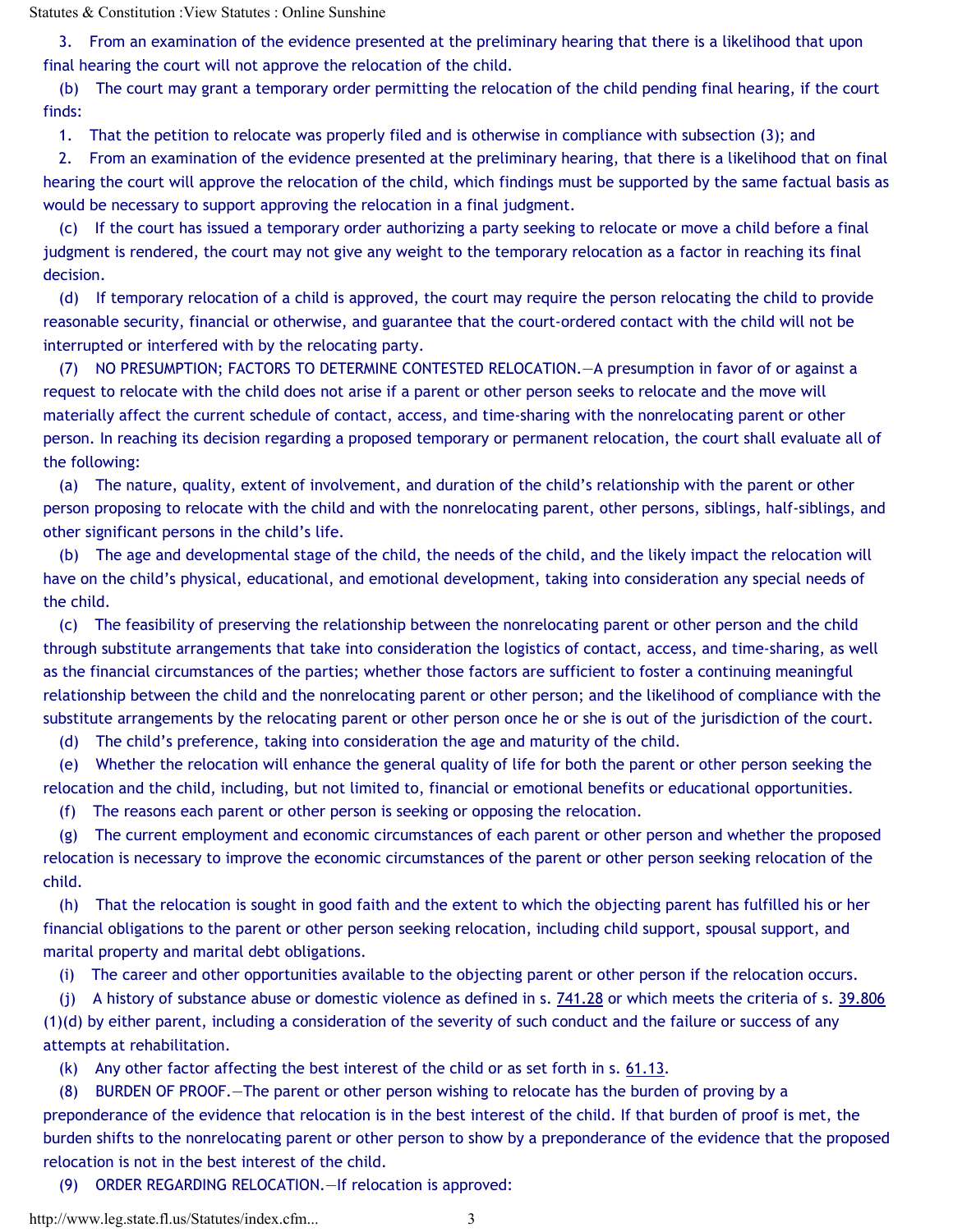3. From an examination of the evidence presented at the preliminary hearing that there is a likelihood that upon final hearing the court will not approve the relocation of the child.

(b) The court may grant a temporary order permitting the relocation of the child pending final hearing, if the court finds:

1. That the petition to relocate was properly filed and is otherwise in compliance with subsection (3); and

2. From an examination of the evidence presented at the preliminary hearing, that there is a likelihood that on final hearing the court will approve the relocation of the child, which findings must be supported by the same factual basis as would be necessary to support approving the relocation in a final judgment.

(c) If the court has issued a temporary order authorizing a party seeking to relocate or move a child before a final judgment is rendered, the court may not give any weight to the temporary relocation as a factor in reaching its final decision.

(d) If temporary relocation of a child is approved, the court may require the person relocating the child to provide reasonable security, financial or otherwise, and guarantee that the court-ordered contact with the child will not be interrupted or interfered with by the relocating party.

(7) NO PRESUMPTION; FACTORS TO DETERMINE CONTESTED RELOCATION.—A presumption in favor of or against a request to relocate with the child does not arise if a parent or other person seeks to relocate and the move will materially affect the current schedule of contact, access, and time-sharing with the nonrelocating parent or other person. In reaching its decision regarding a proposed temporary or permanent relocation, the court shall evaluate all of the following:

(a) The nature, quality, extent of involvement, and duration of the child's relationship with the parent or other person proposing to relocate with the child and with the nonrelocating parent, other persons, siblings, half-siblings, and other significant persons in the child's life.

(b) The age and developmental stage of the child, the needs of the child, and the likely impact the relocation will have on the child's physical, educational, and emotional development, taking into consideration any special needs of the child.

(c) The feasibility of preserving the relationship between the nonrelocating parent or other person and the child through substitute arrangements that take into consideration the logistics of contact, access, and time-sharing, as well as the financial circumstances of the parties; whether those factors are sufficient to foster a continuing meaningful relationship between the child and the nonrelocating parent or other person; and the likelihood of compliance with the substitute arrangements by the relocating parent or other person once he or she is out of the jurisdiction of the court.

(d) The child's preference, taking into consideration the age and maturity of the child.

(e) Whether the relocation will enhance the general quality of life for both the parent or other person seeking the relocation and the child, including, but not limited to, financial or emotional benefits or educational opportunities.

(f) The reasons each parent or other person is seeking or opposing the relocation.

(g) The current employment and economic circumstances of each parent or other person and whether the proposed relocation is necessary to improve the economic circumstances of the parent or other person seeking relocation of the child.

(h) That the relocation is sought in good faith and the extent to which the objecting parent has fulfilled his or her financial obligations to the parent or other person seeking relocation, including child support, spousal support, and marital property and marital debt obligations.

(i) The career and other opportunities available to the objecting parent or other person if the relocation occurs.

(j) A history of substance abuse or domestic violence as defined in s. 741.28 or which meets the criteria of s. 39.806 (1)(d) by either parent, including a consideration of the severity of such conduct and the failure or success of any attempts at rehabilitation.

(k) Any other factor affecting the best interest of the child or as set forth in s. 61.13.

(8) BURDEN OF PROOF.—The parent or other person wishing to relocate has the burden of proving by a preponderance of the evidence that relocation is in the best interest of the child. If that burden of proof is met, the burden shifts to the nonrelocating parent or other person to show by a preponderance of the evidence that the proposed relocation is not in the best interest of the child.

(9) ORDER REGARDING RELOCATION.—If relocation is approved: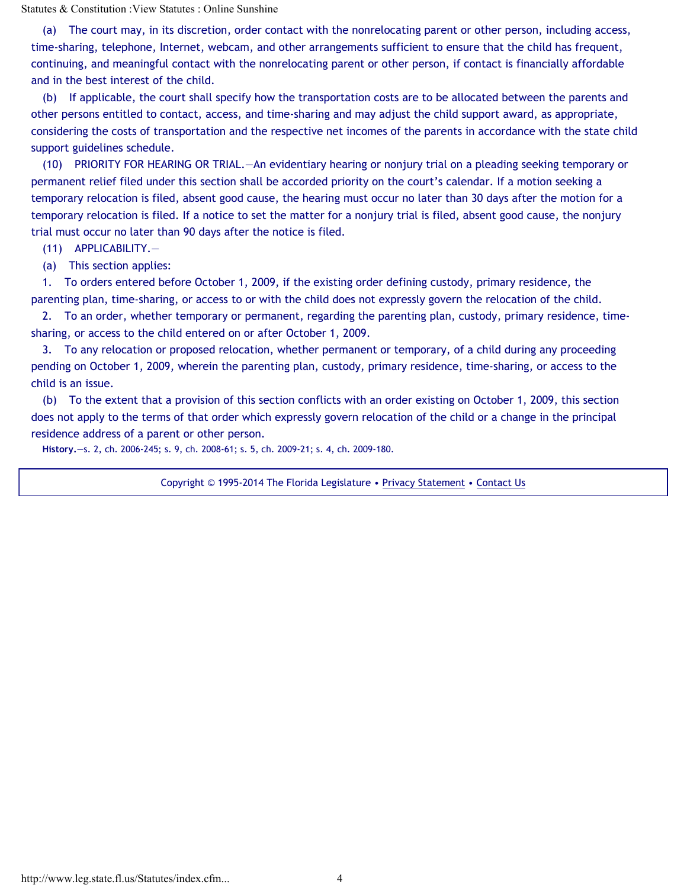(a) The court may, in its discretion, order contact with the nonrelocating parent or other person, including access, time-sharing, telephone, Internet, webcam, and other arrangements sufficient to ensure that the child has frequent, continuing, and meaningful contact with the nonrelocating parent or other person, if contact is financially affordable and in the best interest of the child.

(b) If applicable, the court shall specify how the transportation costs are to be allocated between the parents and other persons entitled to contact, access, and time-sharing and may adjust the child support award, as appropriate, considering the costs of transportation and the respective net incomes of the parents in accordance with the state child support guidelines schedule.

(10) PRIORITY FOR HEARING OR TRIAL.—An evidentiary hearing or nonjury trial on a pleading seeking temporary or permanent relief filed under this section shall be accorded priority on the court's calendar. If a motion seeking a temporary relocation is filed, absent good cause, the hearing must occur no later than 30 days after the motion for a temporary relocation is filed. If a notice to set the matter for a nonjury trial is filed, absent good cause, the nonjury trial must occur no later than 90 days after the notice is filed.

(11) APPLICABILITY.—

(a) This section applies:

1. To orders entered before October 1, 2009, if the existing order defining custody, primary residence, the parenting plan, time-sharing, or access to or with the child does not expressly govern the relocation of the child.

2. To an order, whether temporary or permanent, regarding the parenting plan, custody, primary residence, time-sharing, or access to the child entered on or after October 1, 2009.

3. To any relocation or proposed relocation, whether permanent or temporary, of a child during any proceeding pending on October 1, 2009, wherein the parenting plan, custody, primary residence, time-sharing, or access to the child is an issue.

(b) To the extent that a provision of this section conflicts with an order existing on October 1, 2009, this section does not apply to the terms of that order which expressly govern relocation of the child or a change in the principal residence address of a parent or other person.

**History.**—s. 2, ch. 2006-245; s. 9, ch. 2008-61; s. 5, ch. 2009-21; s. 4, ch. 2009-180.

Copyright © 1995-2014 The Florida Legislature • Privacy Statement • Contact Us